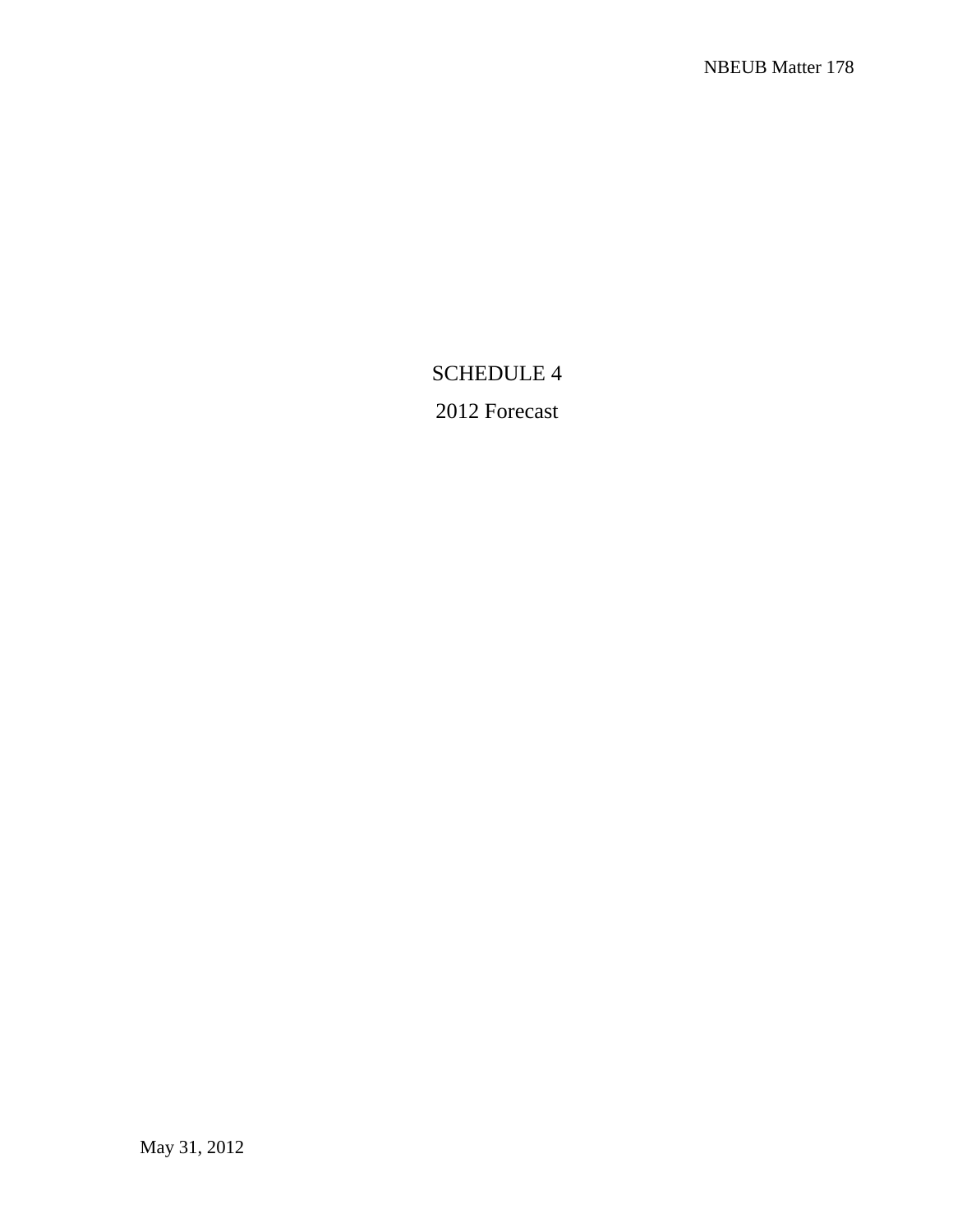# SCHEDULE 4

## 2012 Forecast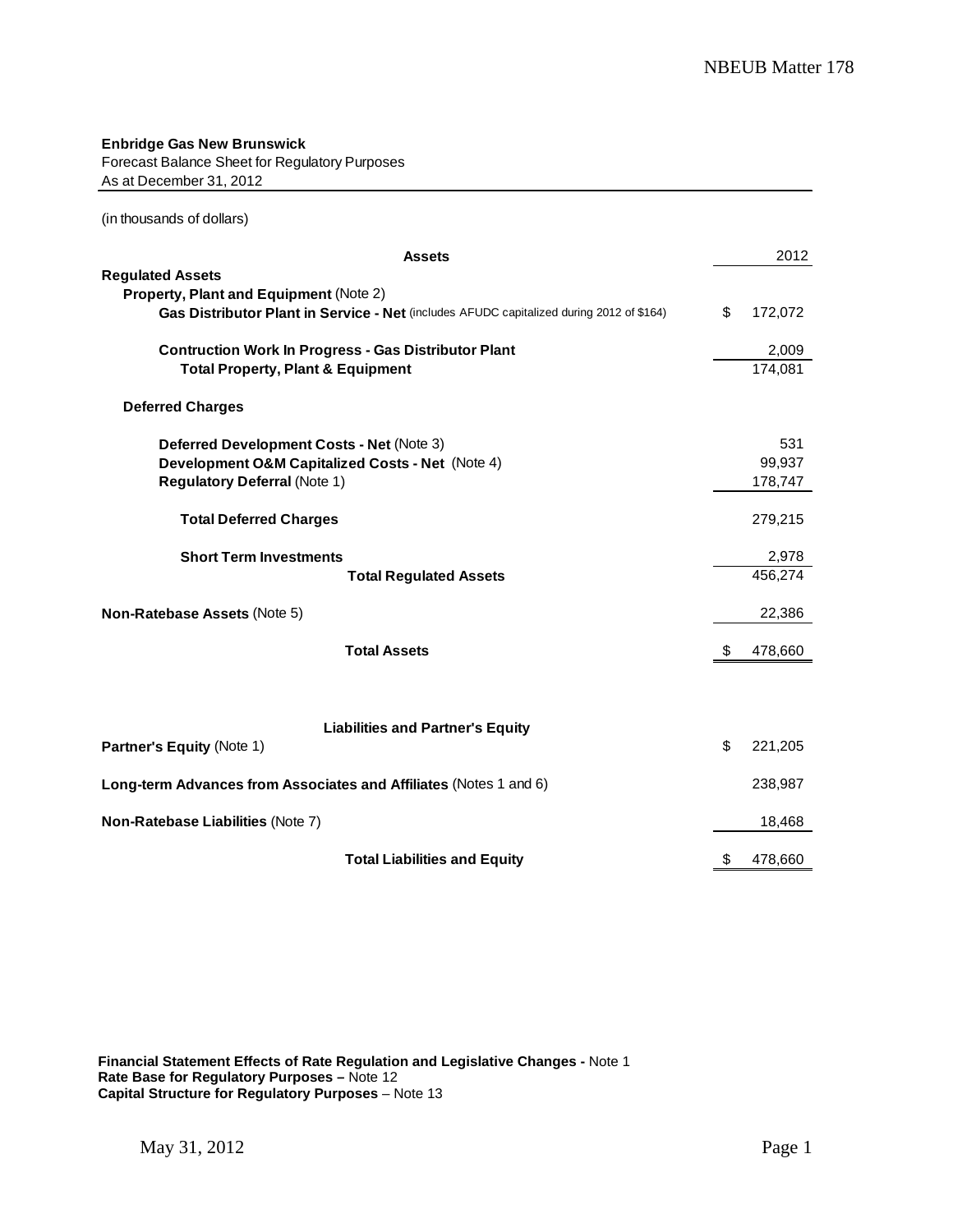**Enbridge Gas New Brunswick**
Forecast Balance Sheet for Regulatory Purposes
As at December 31, 2012

(in thousands of dollars)

| **Assets** | 2012 |
| --- | --- |
| **Regulated Assets** | |
| **Property, Plant and Equipment** (Note 2) | |
| **Gas Distributor Plant in Service - Net** (includes AFUDC capitalized during 2012 of $164) | $ 172,072 |
| **Contruction Work In Progress - Gas Distributor Plant** | 2,009 |
| **Total Property, Plant & Equipment** | 174,081 |
| **Deferred Charges** | |
| **Deferred Development Costs - Net** (Note 3) | 531 |
| **Development O&M Capitalized Costs - Net** (Note 4) | 99,937 |
| **Regulatory Deferral** (Note 1) | 178,747 |
| **Total Deferred Charges** | 279,215 |
| **Short Term Investments** | 2,978 |
| **Total Regulated Assets** | 456,274 |
| **Non-Ratebase Assets** (Note 5) | 22,386 |
| **Total Assets** | $ 478,660 |

| **Liabilities and Partner's Equity** | |
| --- | --- |
| **Partner's Equity** (Note 1) | $ 221,205 |
| **Long-term Advances from Associates and Affiliates** (Notes 1 and 6) | 238,987 |
| **Non-Ratebase Liabilities** (Note 7) | 18,468 |
| **Total Liabilities and Equity** | $ 478,660 |

**Financial Statement Effects of Rate Regulation and Legislative Changes -** Note 1
**Rate Base for Regulatory Purposes –** Note 12
**Capital Structure for Regulatory Purposes** – Note 13

May 31, 2012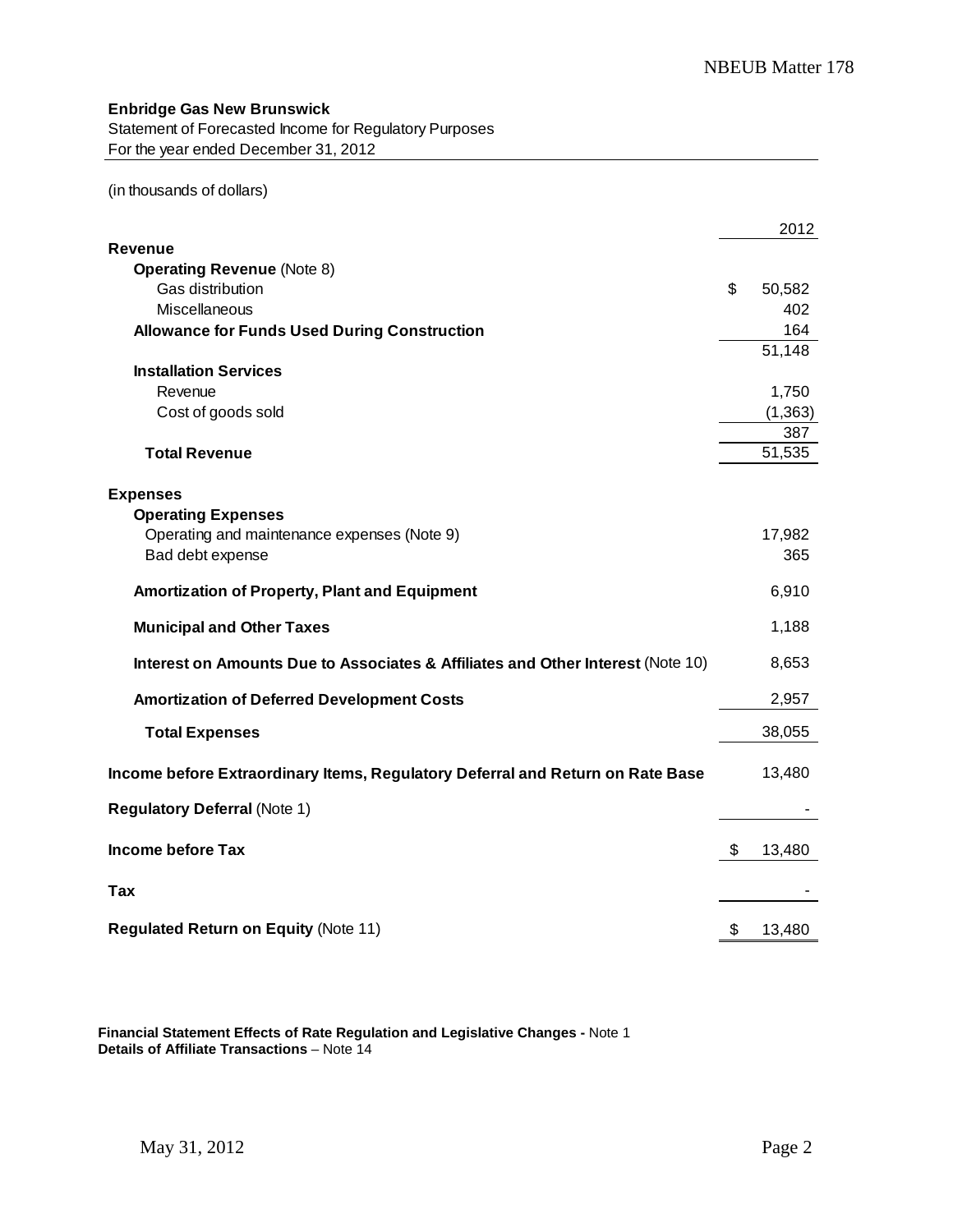**Enbridge Gas New Brunswick**
Statement of Forecasted Income for Regulatory Purposes
For the year ended December 31, 2012

(in thousands of dollars)

| | 2012 |
|---|---|
| **Revenue** | |
| **Operating Revenue** (Note 8) | |
| Gas distribution | $ 50,582 |
| Miscellaneous | 402 |
| **Allowance for Funds Used During Construction** | 164 |
| | 51,148 |
| **Installation Services** | |
| Revenue | 1,750 |
| Cost of goods sold | (1,363) |
| | 387 |
| **Total Revenue** | 51,535 |
| | |
| **Expenses** | |
| **Operating Expenses** | |
| Operating and maintenance expenses (Note 9) | 17,982 |
| Bad debt expense | 365 |
| **Amortization of Property, Plant and Equipment** | 6,910 |
| **Municipal and Other Taxes** | 1,188 |
| **Interest on Amounts Due to Associates & Affiliates and Other Interest** (Note 10) | 8,653 |
| **Amortization of Deferred Development Costs** | 2,957 |
| **Total Expenses** | 38,055 |
| | |
| **Income before Extraordinary Items, Regulatory Deferral and Return on Rate Base** | 13,480 |
| **Regulatory Deferral** (Note 1) | - |
| **Income before Tax** | $ 13,480 |
| **Tax** | - |
| **Regulated Return on Equity** (Note 11) | $ 13,480 |

**Financial Statement Effects of Rate Regulation and Legislative Changes -** Note 1
**Details of Affiliate Transactions** – Note 14

May 31, 2012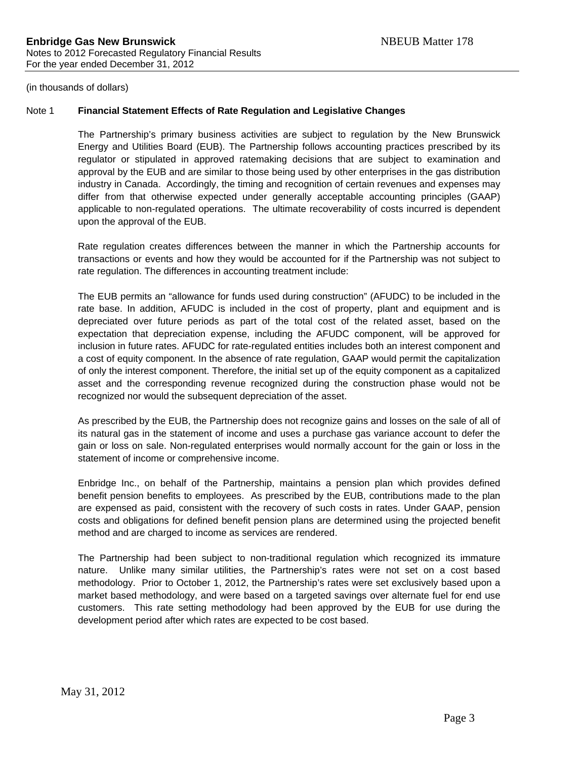(in thousands of dollars)

## Note 1 Financial Statement Effects of Rate Regulation and Legislative Changes

The Partnership's primary business activities are subject to regulation by the New Brunswick Energy and Utilities Board (EUB). The Partnership follows accounting practices prescribed by its regulator or stipulated in approved ratemaking decisions that are subject to examination and approval by the EUB and are similar to those being used by other enterprises in the gas distribution industry in Canada. Accordingly, the timing and recognition of certain revenues and expenses may differ from that otherwise expected under generally acceptable accounting principles (GAAP) applicable to non-regulated operations. The ultimate recoverability of costs incurred is dependent upon the approval of the EUB.

Rate regulation creates differences between the manner in which the Partnership accounts for transactions or events and how they would be accounted for if the Partnership was not subject to rate regulation. The differences in accounting treatment include:

The EUB permits an "allowance for funds used during construction" (AFUDC) to be included in the rate base. In addition, AFUDC is included in the cost of property, plant and equipment and is depreciated over future periods as part of the total cost of the related asset, based on the expectation that depreciation expense, including the AFUDC component, will be approved for inclusion in future rates. AFUDC for rate-regulated entities includes both an interest component and a cost of equity component. In the absence of rate regulation, GAAP would permit the capitalization of only the interest component. Therefore, the initial set up of the equity component as a capitalized asset and the corresponding revenue recognized during the construction phase would not be recognized nor would the subsequent depreciation of the asset.

As prescribed by the EUB, the Partnership does not recognize gains and losses on the sale of all of its natural gas in the statement of income and uses a purchase gas variance account to defer the gain or loss on sale. Non-regulated enterprises would normally account for the gain or loss in the statement of income or comprehensive income.

Enbridge Inc., on behalf of the Partnership, maintains a pension plan which provides defined benefit pension benefits to employees. As prescribed by the EUB, contributions made to the plan are expensed as paid, consistent with the recovery of such costs in rates. Under GAAP, pension costs and obligations for defined benefit pension plans are determined using the projected benefit method and are charged to income as services are rendered.

The Partnership had been subject to non-traditional regulation which recognized its immature nature. Unlike many similar utilities, the Partnership's rates were not set on a cost based methodology. Prior to October 1, 2012, the Partnership's rates were set exclusively based upon a market based methodology, and were based on a targeted savings over alternate fuel for end use customers. This rate setting methodology had been approved by the EUB for use during the development period after which rates are expected to be cost based.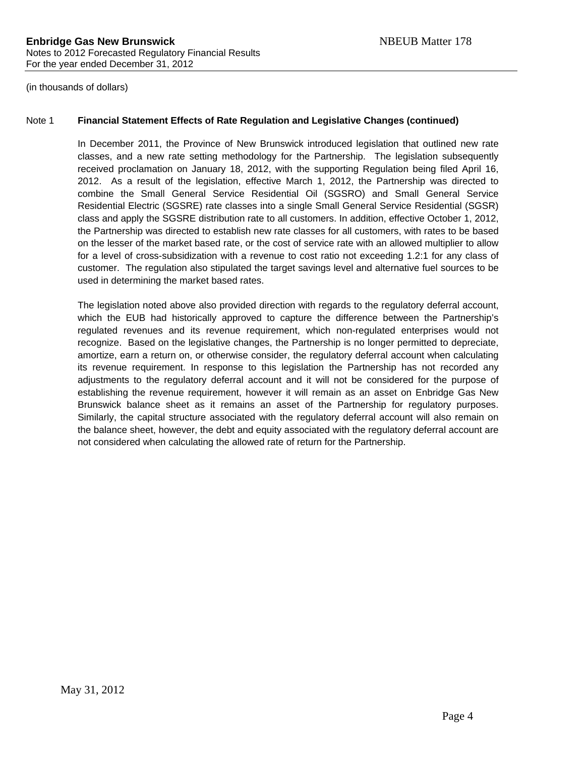(in thousands of dollars)

**Note 1 Financial Statement Effects of Rate Regulation and Legislative Changes (continued)**

In December 2011, the Province of New Brunswick introduced legislation that outlined new rate classes, and a new rate setting methodology for the Partnership. The legislation subsequently received proclamation on January 18, 2012, with the supporting Regulation being filed April 16, 2012. As a result of the legislation, effective March 1, 2012, the Partnership was directed to combine the Small General Service Residential Oil (SGSRO) and Small General Service Residential Electric (SGSRE) rate classes into a single Small General Service Residential (SGSR) class and apply the SGSRE distribution rate to all customers. In addition, effective October 1, 2012, the Partnership was directed to establish new rate classes for all customers, with rates to be based on the lesser of the market based rate, or the cost of service rate with an allowed multiplier to allow for a level of cross-subsidization with a revenue to cost ratio not exceeding 1.2:1 for any class of customer. The regulation also stipulated the target savings level and alternative fuel sources to be used in determining the market based rates.

The legislation noted above also provided direction with regards to the regulatory deferral account, which the EUB had historically approved to capture the difference between the Partnership's regulated revenues and its revenue requirement, which non-regulated enterprises would not recognize. Based on the legislative changes, the Partnership is no longer permitted to depreciate, amortize, earn a return on, or otherwise consider, the regulatory deferral account when calculating its revenue requirement. In response to this legislation the Partnership has not recorded any adjustments to the regulatory deferral account and it will not be considered for the purpose of establishing the revenue requirement, however it will remain as an asset on Enbridge Gas New Brunswick balance sheet as it remains an asset of the Partnership for regulatory purposes. Similarly, the capital structure associated with the regulatory deferral account will also remain on the balance sheet, however, the debt and equity associated with the regulatory deferral account are not considered when calculating the allowed rate of return for the Partnership.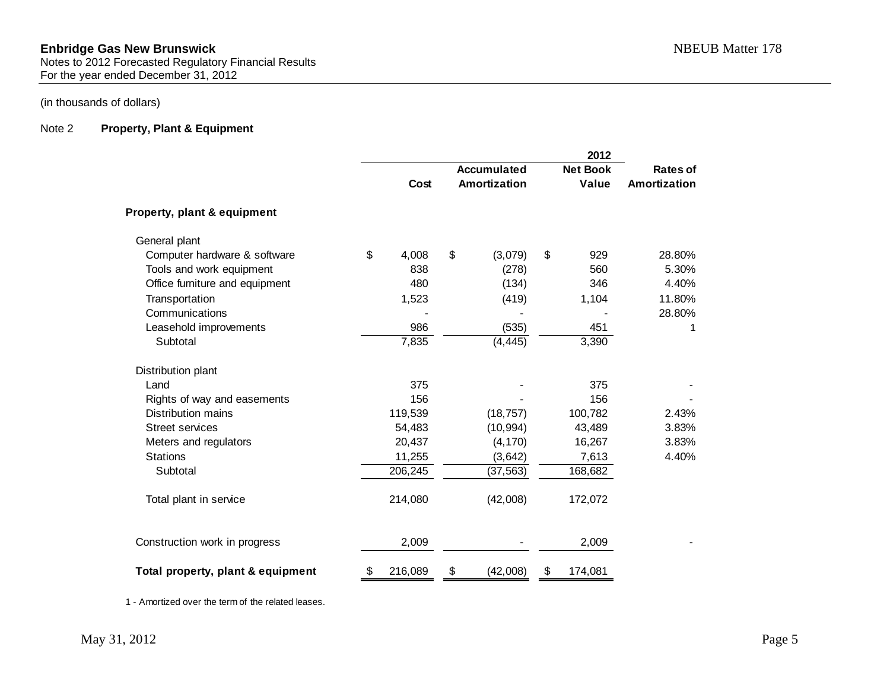**Enbridge Gas New Brunswick**
Notes to 2012 Forecasted Regulatory Financial Results
For the year ended December 31, 2012

NBEUB Matter 178

(in thousands of dollars)

Note 2 **Property, Plant & Equipment**

| | Cost | Accumulated Amortization | 2012 Net Book Value | Rates of Amortization |
|---|---|---|---|---|
| **Property, plant & equipment** | | | | |
| General plant | | | | |
| Computer hardware & software | $ 4,008 | $ (3,079) | $ 929 | 28.80% |
| Tools and work equipment | 838 | (278) | 560 | 5.30% |
| Office furniture and equipment | 480 | (134) | 346 | 4.40% |
| Transportation | 1,523 | (419) | 1,104 | 11.80% |
| Communications | - | - | - | 28.80% |
| Leasehold improvements | 986 | (535) | 451 | 1 |
| Subtotal | 7,835 | (4,445) | 3,390 | |
| Distribution plant | | | | |
| Land | 375 | - | 375 | - |
| Rights of way and easements | 156 | - | 156 | - |
| Distribution mains | 119,539 | (18,757) | 100,782 | 2.43% |
| Street services | 54,483 | (10,994) | 43,489 | 3.83% |
| Meters and regulators | 20,437 | (4,170) | 16,267 | 3.83% |
| Stations | 11,255 | (3,642) | 7,613 | 4.40% |
| Subtotal | 206,245 | (37,563) | 168,682 | |
| Total plant in service | 214,080 | (42,008) | 172,072 | |
| Construction work in progress | 2,009 | - | 2,009 | - |
| **Total property, plant & equipment** | $ 216,089 | $ (42,008) | $ 174,081 | |

1 - Amortized over the term of the related leases.

May 31, 2012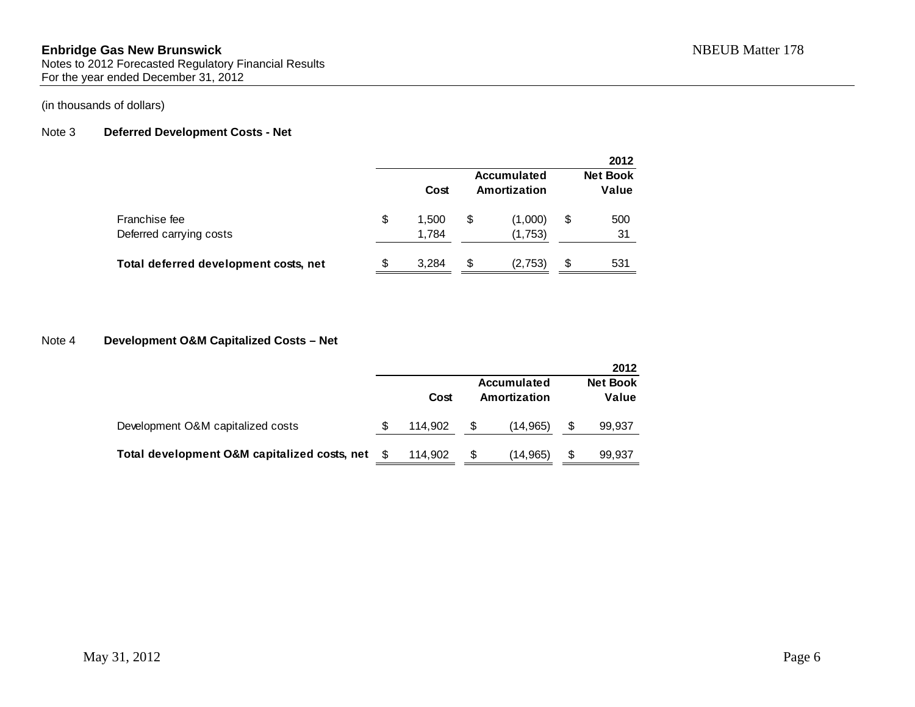**Enbridge Gas New Brunswick**
Notes to 2012 Forecasted Regulatory Financial Results
For the year ended December 31, 2012

NBEUB Matter 178

(in thousands of dollars)

## Note 3 Deferred Development Costs - Net

| | | | 2012 |
|---|---|---|---|
| | Cost | Accumulated Amortization | Net Book Value |
| Franchise fee | $ 1,500 | $ (1,000) | $ 500 |
| Deferred carrying costs | 1,784 | (1,753) | 31 |
| **Total deferred development costs, net** | $ 3,284 | $ (2,753) | $ 531 |

## Note 4 Development O&M Capitalized Costs – Net

| | | | 2012 |
|---|---|---|---|
| | Cost | Accumulated Amortization | Net Book Value |
| Development O&M capitalized costs | $ 114,902 | $ (14,965) | $ 99,937 |
| **Total development O&M capitalized costs, net** | $ 114,902 | $ (14,965) | $ 99,937 |

May 31, 2012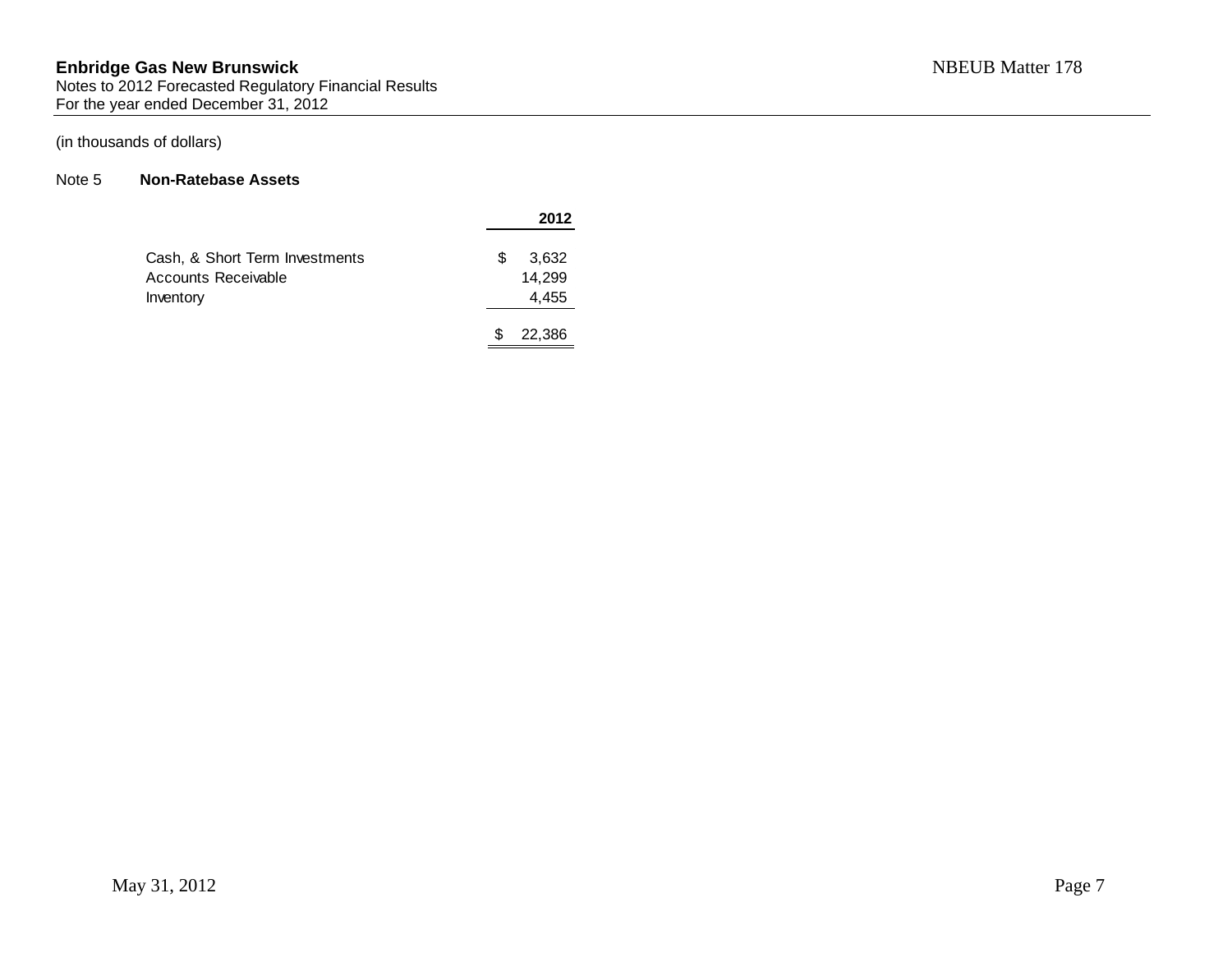**Enbridge Gas New Brunswick**
Notes to 2012 Forecasted Regulatory Financial Results
For the year ended December 31, 2012

NBEUB Matter 178

(in thousands of dollars)

Note 5 **Non-Ratebase Assets**

| | **2012** |
|---|---|
| Cash, & Short Term Investments | $ 3,632 |
| Accounts Receivable | 14,299 |
| Inventory | 4,455 |
| | $ 22,386 |

May 31, 2012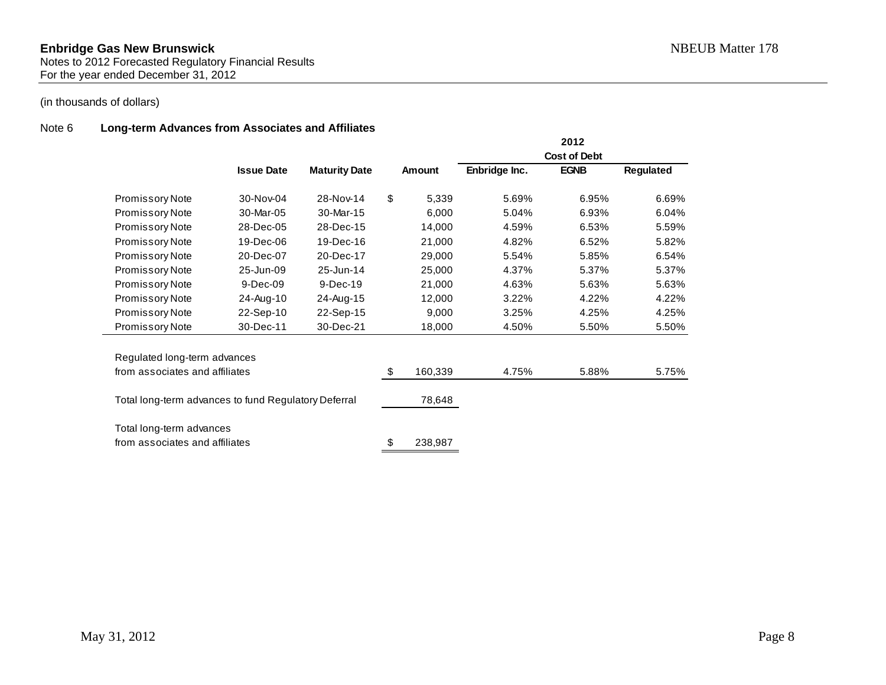**Enbridge Gas New Brunswick**
Notes to 2012 Forecasted Regulatory Financial Results
For the year ended December 31, 2012

NBEUB Matter 178

(in thousands of dollars)

### Note 6 Long-term Advances from Associates and Affiliates

| | | | | 2012 Cost of Debt | | |
|---|---|---|---|---|---|---|
| | **Issue Date** | **Maturity Date** | **Amount** | **Enbridge Inc.** | **EGNB** | **Regulated** |
| Promissory Note | 30-Nov-04 | 28-Nov-14 | $ 5,339 | 5.69% | 6.95% | 6.69% |
| Promissory Note | 30-Mar-05 | 30-Mar-15 | 6,000 | 5.04% | 6.93% | 6.04% |
| Promissory Note | 28-Dec-05 | 28-Dec-15 | 14,000 | 4.59% | 6.53% | 5.59% |
| Promissory Note | 19-Dec-06 | 19-Dec-16 | 21,000 | 4.82% | 6.52% | 5.82% |
| Promissory Note | 20-Dec-07 | 20-Dec-17 | 29,000 | 5.54% | 5.85% | 6.54% |
| Promissory Note | 25-Jun-09 | 25-Jun-14 | 25,000 | 4.37% | 5.37% | 5.37% |
| Promissory Note | 9-Dec-09 | 9-Dec-19 | 21,000 | 4.63% | 5.63% | 5.63% |
| Promissory Note | 24-Aug-10 | 24-Aug-15 | 12,000 | 3.22% | 4.22% | 4.22% |
| Promissory Note | 22-Sep-10 | 22-Sep-15 | 9,000 | 3.25% | 4.25% | 4.25% |
| Promissory Note | 30-Dec-11 | 30-Dec-21 | 18,000 | 4.50% | 5.50% | 5.50% |
| Regulated long-term advances from associates and affiliates | | | $ 160,339 | 4.75% | 5.88% | 5.75% |
| Total long-term advances to fund Regulatory Deferral | | | 78,648 | | | |
| Total long-term advances from associates and affiliates | | | $ 238,987 | | | |

May 31, 2012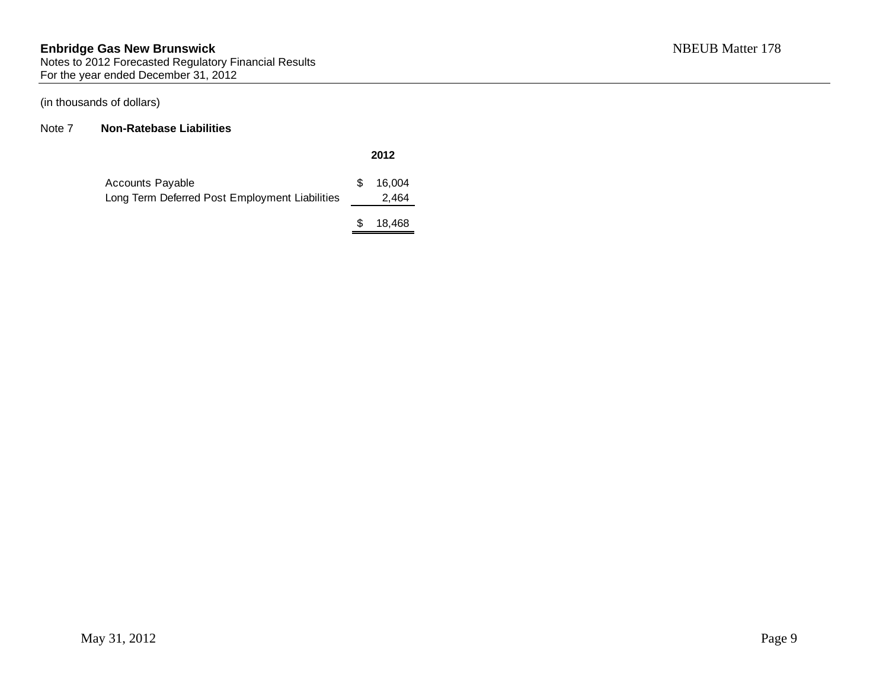(in thousands of dollars)

## Note 7 Non-Ratebase Liabilities

| | 2012 |
|---|---|
| Accounts Payable | $ 16,004 |
| Long Term Deferred Post Employment Liabilities | 2,464 |
| | $ 18,468 |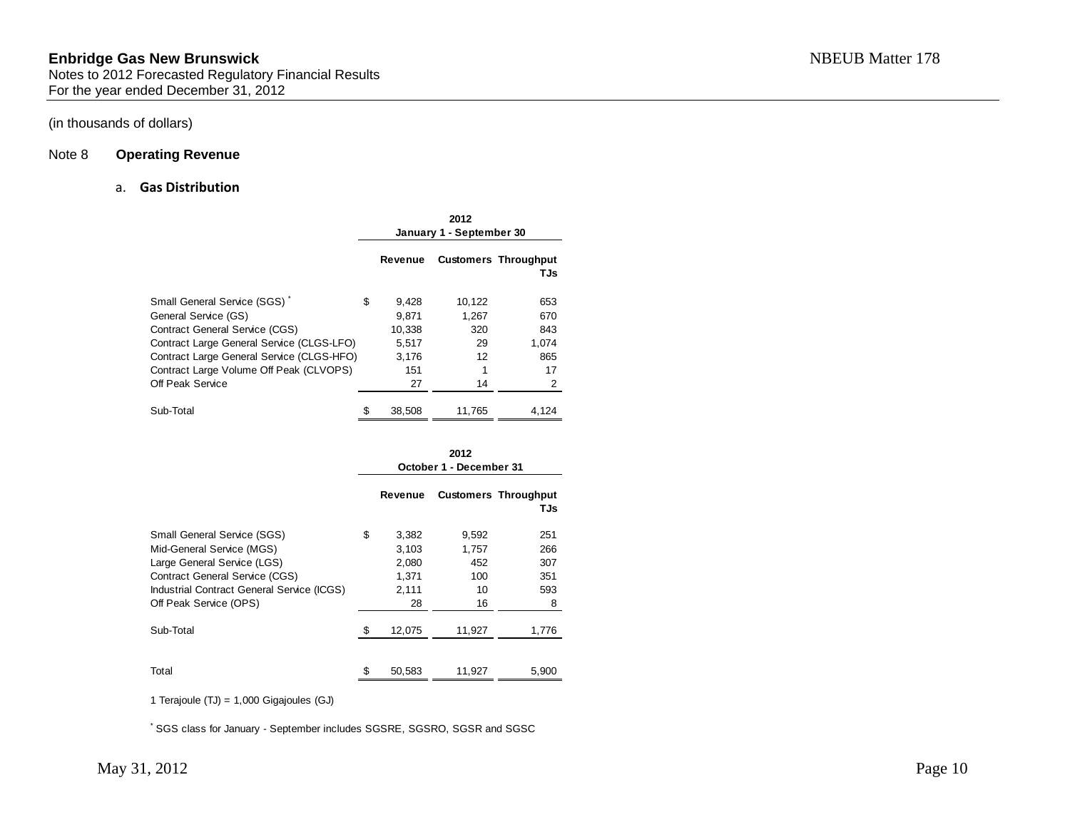**Enbridge Gas New Brunswick**
Notes to 2012 Forecasted Regulatory Financial Results
For the year ended December 31, 2012

(in thousands of dollars)

## Note 8 Operating Revenue

### a. Gas Distribution

| | 2012 January 1 - September 30 | | |
|---|---|---|---|
| | Revenue | Customers | Throughput TJs |
| Small General Service (SGS) * | $ 9,428 | 10,122 | 653 |
| General Service (GS) | 9,871 | 1,267 | 670 |
| Contract General Service (CGS) | 10,338 | 320 | 843 |
| Contract Large General Service (CLGS-LFO) | 5,517 | 29 | 1,074 |
| Contract Large General Service (CLGS-HFO) | 3,176 | 12 | 865 |
| Contract Large Volume Off Peak (CLVOPS) | 151 | 1 | 17 |
| Off Peak Service | 27 | 14 | 2 |
| Sub-Total | $ 38,508 | 11,765 | 4,124 |

| | 2012 October 1 - December 31 | | |
|---|---|---|---|
| | Revenue | Customers | Throughput TJs |
| Small General Service (SGS) | $ 3,382 | 9,592 | 251 |
| Mid-General Service (MGS) | 3,103 | 1,757 | 266 |
| Large General Service (LGS) | 2,080 | 452 | 307 |
| Contract General Service (CGS) | 1,371 | 100 | 351 |
| Industrial Contract General Service (ICGS) | 2,111 | 10 | 593 |
| Off Peak Service (OPS) | 28 | 16 | 8 |
| Sub-Total | $ 12,075 | 11,927 | 1,776 |
| Total | $ 50,583 | 11,927 | 5,900 |

1 Terajoule (TJ) = 1,000 Gigajoules (GJ)

* SGS class for January - September includes SGSRE, SGSRO, SGSR and SGSC

May 31, 2012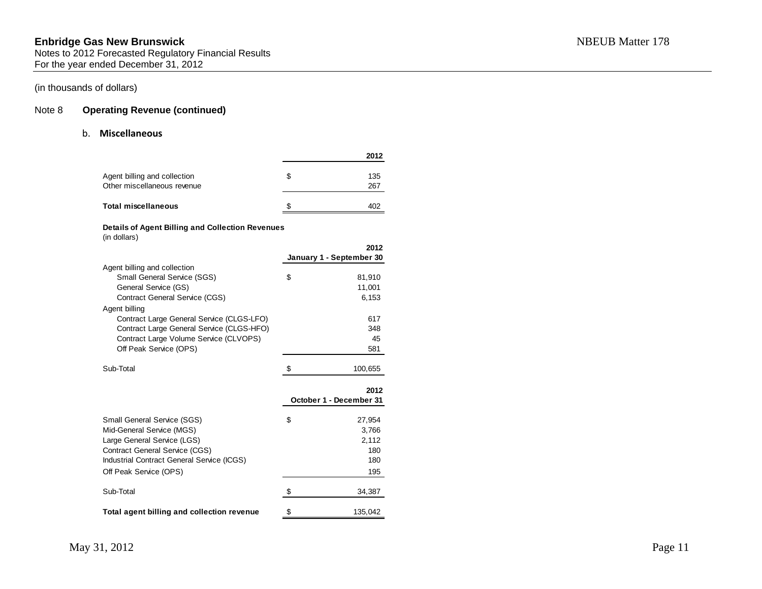**Enbridge Gas New Brunswick**
Notes to 2012 Forecasted Regulatory Financial Results
For the year ended December 31, 2012

NBEUB Matter 178

(in thousands of dollars)

## Note 8 Operating Revenue (continued)

### b. Miscellaneous

| | | 2012 |
|---|---|---|
| Agent billing and collection | $ | 135 |
| Other miscellaneous revenue | | 267 |
| **Total miscellaneous** | $ | 402 |

**Details of Agent Billing and Collection Revenues**
(in dollars)

| | | 2012 January 1 - September 30 |
|---|---|---|
| Agent billing and collection | | |
| Small General Service (SGS) | $ | 81,910 |
| General Service (GS) | | 11,001 |
| Contract General Service (CGS) | | 6,153 |
| Agent billing | | |
| Contract Large General Service (CLGS-LFO) | | 617 |
| Contract Large General Service (CLGS-HFO) | | 348 |
| Contract Large Volume Service (CLVOPS) | | 45 |
| Off Peak Service (OPS) | | 581 |
| Sub-Total | $ | 100,655 |

| | | 2012 October 1 - December 31 |
|---|---|---|
| Small General Service (SGS) | $ | 27,954 |
| Mid-General Service (MGS) | | 3,766 |
| Large General Service (LGS) | | 2,112 |
| Contract General Service (CGS) | | 180 |
| Industrial Contract General Service (ICGS) | | 180 |
| Off Peak Service (OPS) | | 195 |
| Sub-Total | $ | 34,387 |
| **Total agent billing and collection revenue** | $ | 135,042 |

May 31, 2012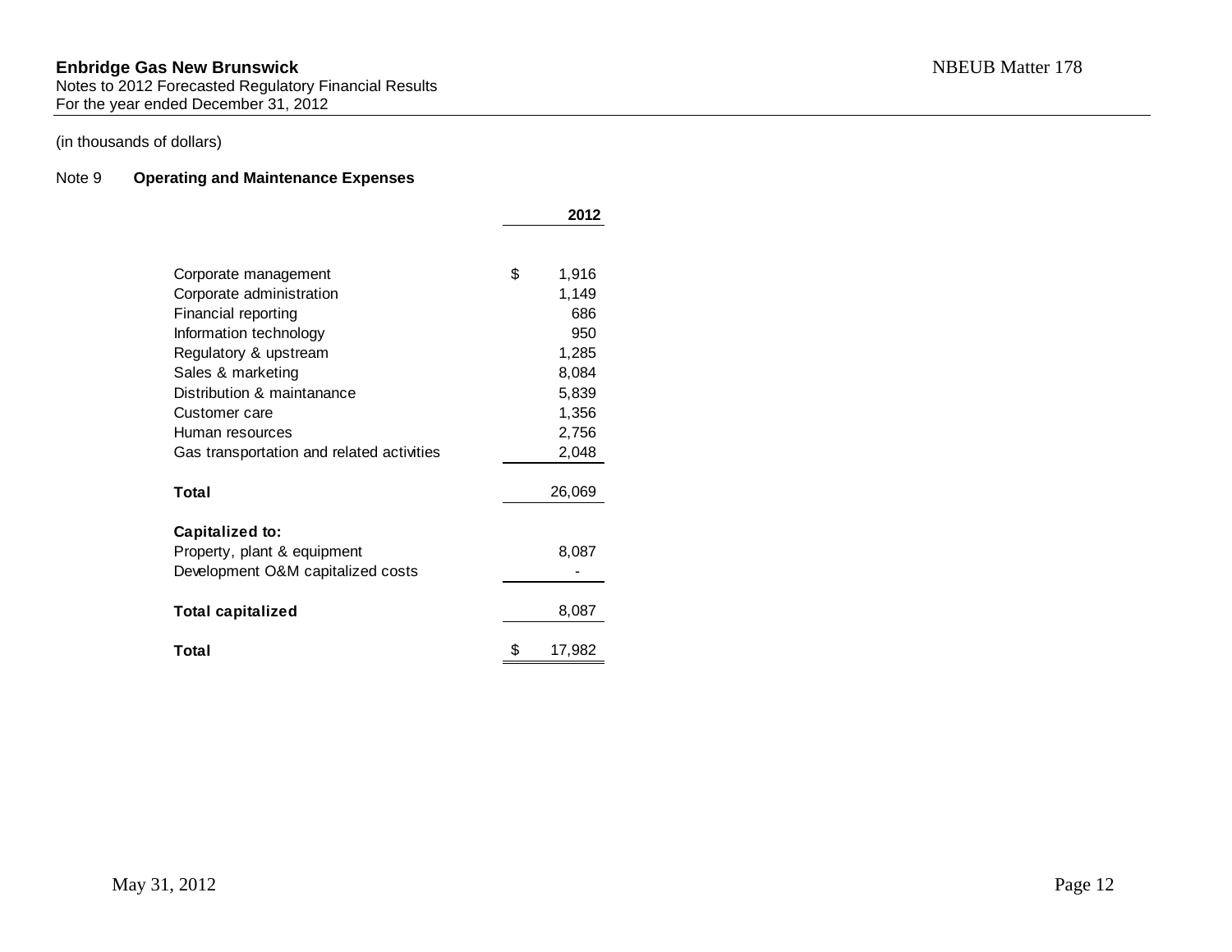**Enbridge Gas New Brunswick**
Notes to 2012 Forecasted Regulatory Financial Results
For the year ended December 31, 2012

NBEUB Matter 178

(in thousands of dollars)

Note 9 **Operating and Maintenance Expenses**

| | 2012 |
|---|---|
| Corporate management | $ 1,916 |
| Corporate administration | 1,149 |
| Financial reporting | 686 |
| Information technology | 950 |
| Regulatory & upstream | 1,285 |
| Sales & marketing | 8,084 |
| Distribution & maintanance | 5,839 |
| Customer care | 1,356 |
| Human resources | 2,756 |
| Gas transportation and related activities | 2,048 |
| **Total** | 26,069 |
| **Capitalized to:** | |
| Property, plant & equipment | 8,087 |
| Development O&M capitalized costs | - |
| **Total capitalized** | 8,087 |
| **Total** | $ 17,982 |

May 31, 2012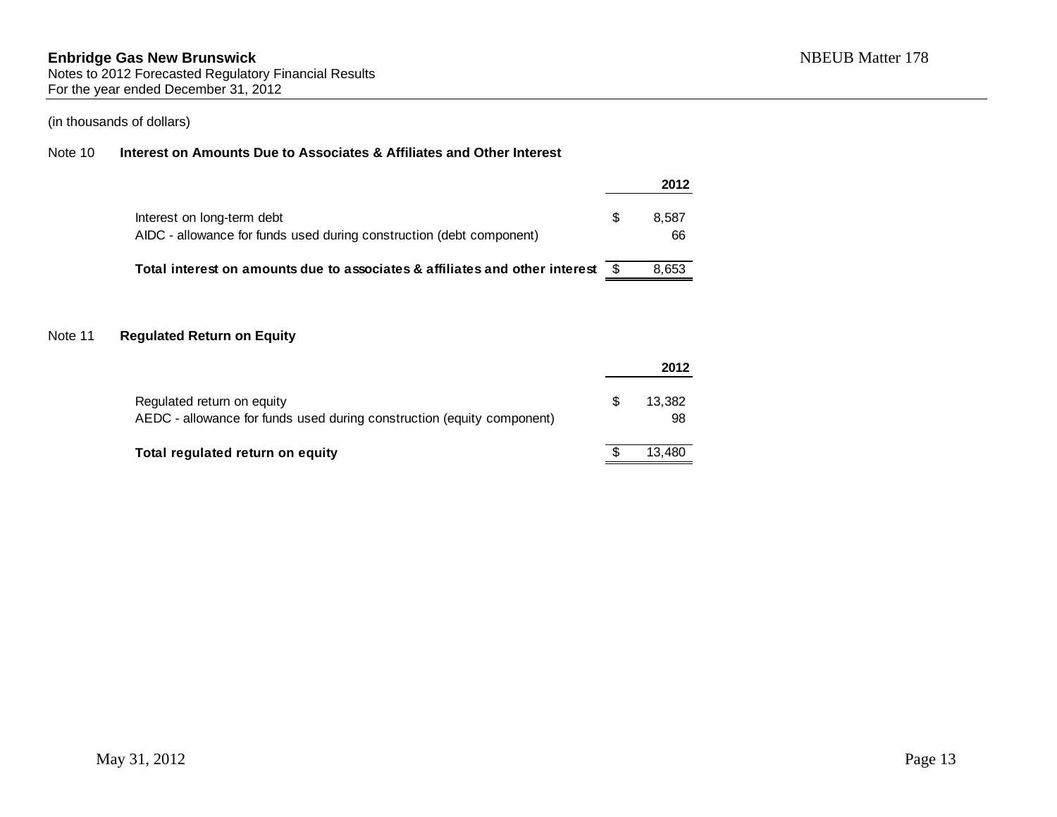**Enbridge Gas New Brunswick**
Notes to 2012 Forecasted Regulatory Financial Results
For the year ended December 31, 2012

NBEUB Matter 178

(in thousands of dollars)

## Note 10 Interest on Amounts Due to Associates & Affiliates and Other Interest

| | | 2012 |
|---|---|---|
| Interest on long-term debt | $ | 8,587 |
| AIDC - allowance for funds used during construction (debt component) | | 66 |
| **Total interest on amounts due to associates & affiliates and other interest** | $ | 8,653 |

## Note 11 Regulated Return on Equity

| | | 2012 |
|---|---|---|
| Regulated return on equity | $ | 13,382 |
| AEDC - allowance for funds used during construction (equity component) | | 98 |
| **Total regulated return on equity** | $ | 13,480 |

May 31, 2012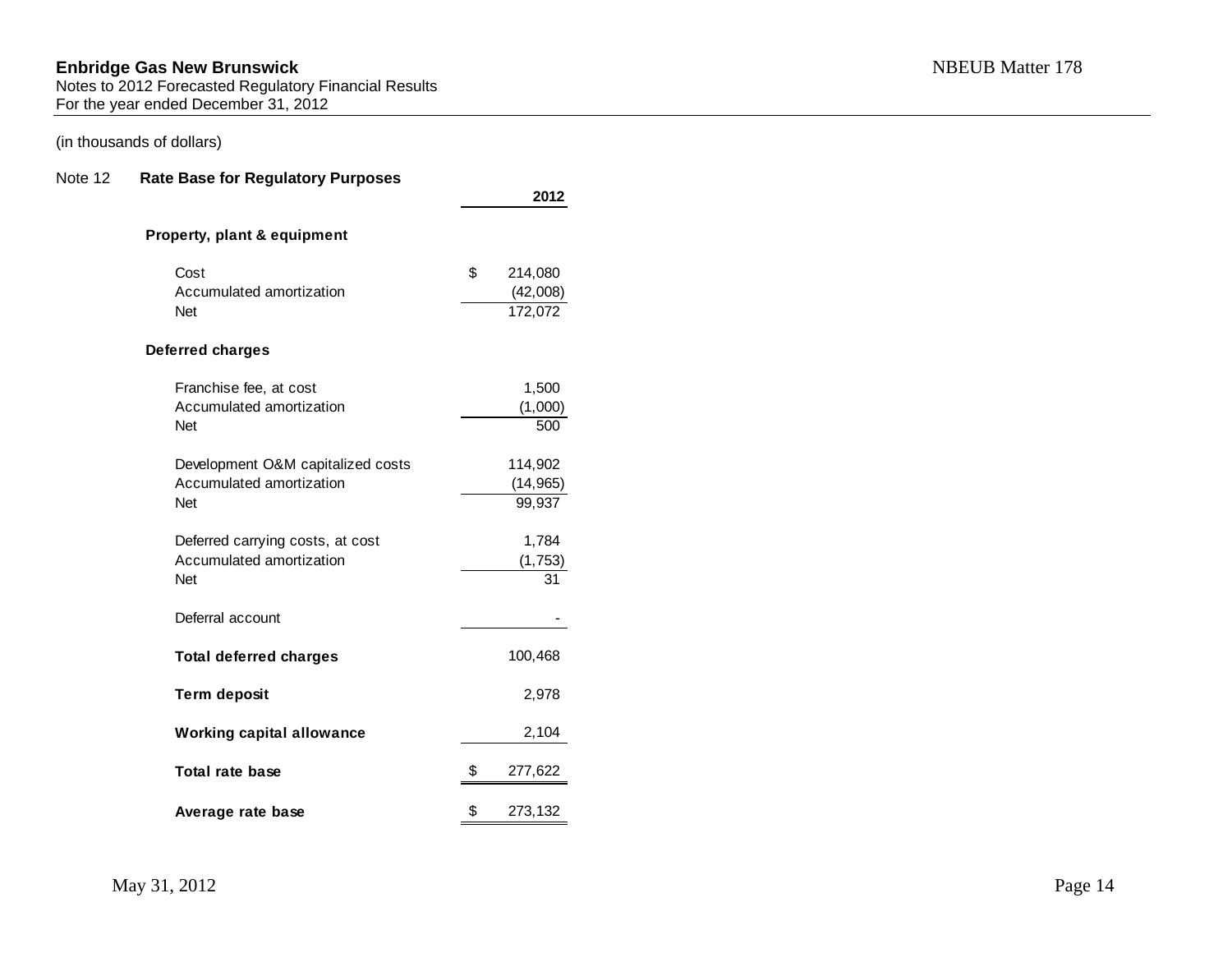**Enbridge Gas New Brunswick**
Notes to 2012 Forecasted Regulatory Financial Results
For the year ended December 31, 2012

NBEUB Matter 178

(in thousands of dollars)

## Note 12 Rate Base for Regulatory Purposes

| | 2012 |
|---|---|
| **Property, plant & equipment** | |
| Cost | $ 214,080 |
| Accumulated amortization | (42,008) |
| Net | 172,072 |
| **Deferred charges** | |
| Franchise fee, at cost | 1,500 |
| Accumulated amortization | (1,000) |
| Net | 500 |
| Development O&M capitalized costs | 114,902 |
| Accumulated amortization | (14,965) |
| Net | 99,937 |
| Deferred carrying costs, at cost | 1,784 |
| Accumulated amortization | (1,753) |
| Net | 31 |
| Deferral account | - |
| **Total deferred charges** | 100,468 |
| **Term deposit** | 2,978 |
| **Working capital allowance** | 2,104 |
| **Total rate base** | $ 277,622 |
| **Average rate base** | $ 273,132 |

May 31, 2012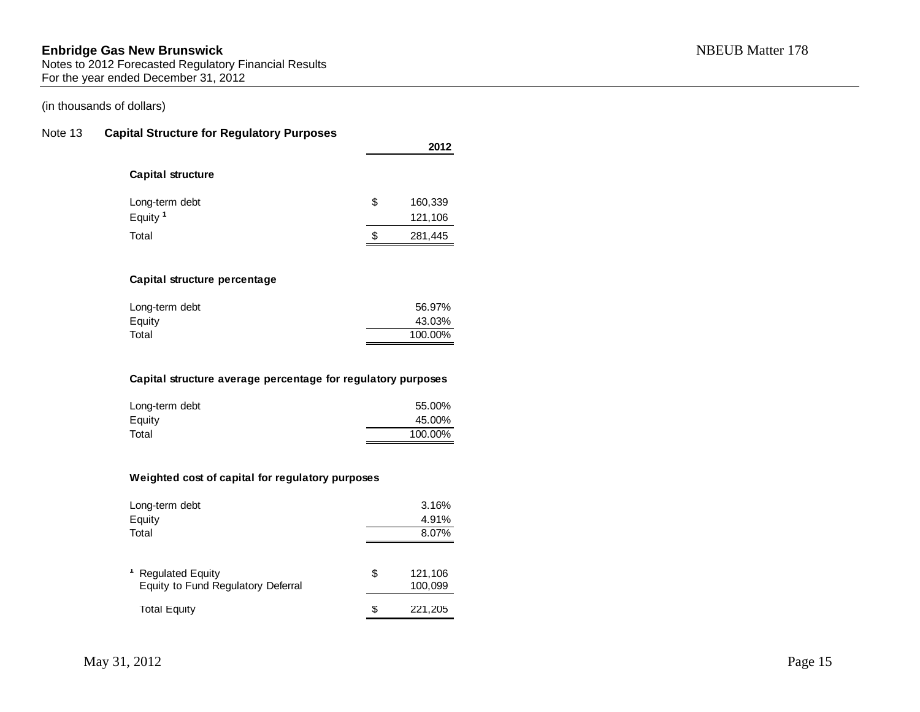**Enbridge Gas New Brunswick**
Notes to 2012 Forecasted Regulatory Financial Results
For the year ended December 31, 2012

NBEUB Matter 178

(in thousands of dollars)

## Note 13 Capital Structure for Regulatory Purposes

| | 2012 |
|---|---|
| **Capital structure** | |
| Long-term debt | $ 160,339 |
| Equity [1] | 121,106 |
| Total | $ 281,445 |
| | |
| **Capital structure percentage** | |
| Long-term debt | 56.97% |
| Equity | 43.03% |
| Total | 100.00% |
| | |
| **Capital structure average percentage for regulatory purposes** | |
| Long-term debt | 55.00% |
| Equity | 45.00% |
| Total | 100.00% |
| | |
| **Weighted cost of capital for regulatory purposes** | |
| Long-term debt | 3.16% |
| Equity | 4.91% |
| Total | 8.07% |

| | |
|---|---|
| [1] Regulated Equity | $ 121,106 |
| Equity to Fund Regulatory Deferral | 100,099 |
| Total Equity | $ 221,205 |

May 31, 2012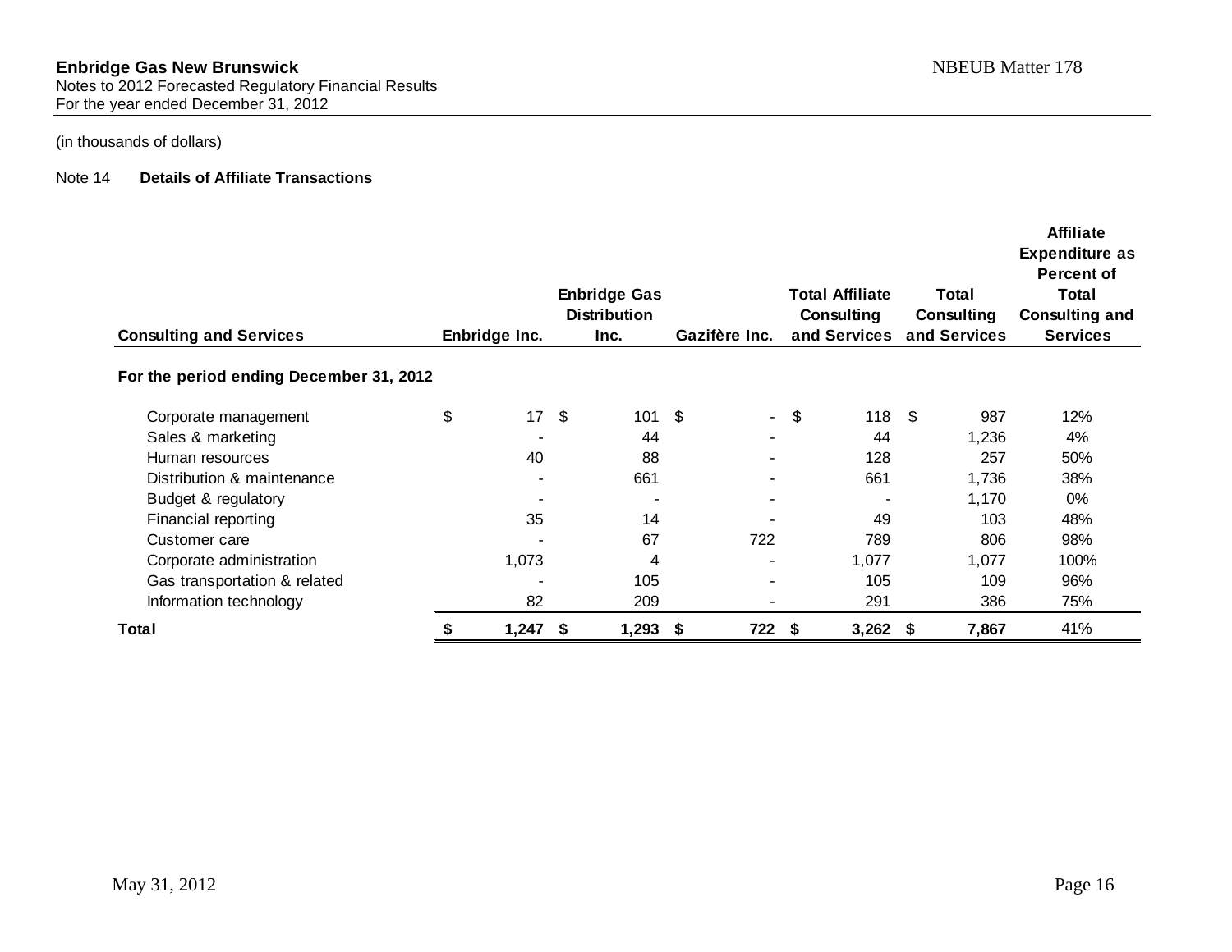**Enbridge Gas New Brunswick**
Notes to 2012 Forecasted Regulatory Financial Results
For the year ended December 31, 2012

NBEUB Matter 178

(in thousands of dollars)

Note 14 **Details of Affiliate Transactions**

| Consulting and Services | Enbridge Inc. | Enbridge Gas Distribution Inc. | Gazifère Inc. | Total Affiliate Consulting and Services | Total Consulting and Services | Affiliate Expenditure as Percent of Total Consulting and Services |
|---|---|---|---|---|---|---|
| **For the period ending December 31, 2012** | | | | | | |
| Corporate management | $ 17 | $ 101 | $ - | $ 118 | $ 987 | 12% |
| Sales & marketing | - | 44 | - | 44 | 1,236 | 4% |
| Human resources | 40 | 88 | - | 128 | 257 | 50% |
| Distribution & maintenance | - | 661 | - | 661 | 1,736 | 38% |
| Budget & regulatory | - | - | - | - | 1,170 | 0% |
| Financial reporting | 35 | 14 | - | 49 | 103 | 48% |
| Customer care | - | 67 | 722 | 789 | 806 | 98% |
| Corporate administration | 1,073 | 4 | - | 1,077 | 1,077 | 100% |
| Gas transportation & related | - | 105 | - | 105 | 109 | 96% |
| Information technology | 82 | 209 | - | 291 | 386 | 75% |
| **Total** | **$ 1,247** | **$ 1,293** | **$ 722** | **$ 3,262** | **$ 7,867** | 41% |

May 31, 2012